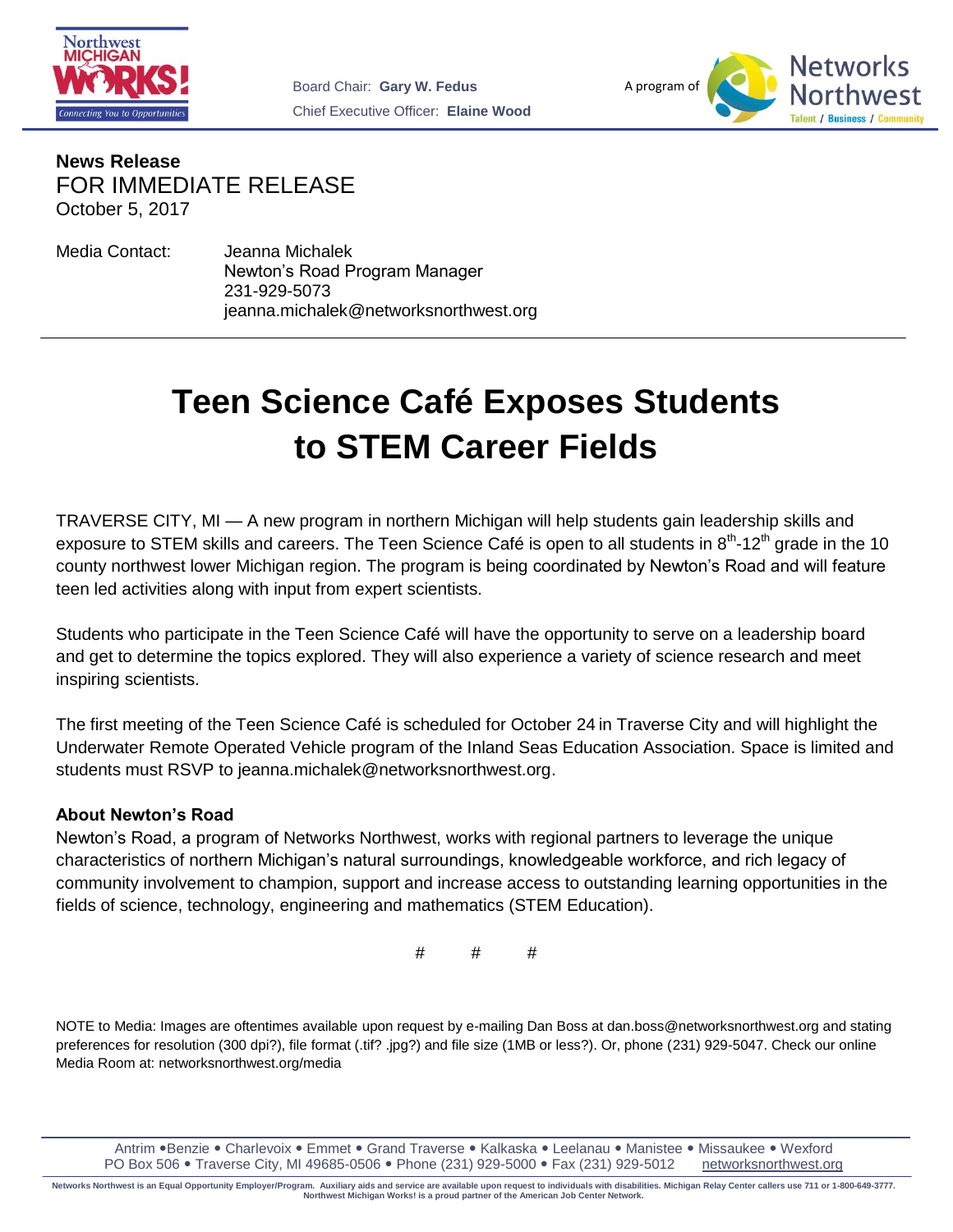Board Chair: **Gary W. Fedus**
Chief Executive Officer: **Elaine Wood**

A program of Networks Northwest

**News Release**
FOR IMMEDIATE RELEASE
October 5, 2017

Media Contact: Jeanna Michalek
Newton's Road Program Manager
231-929-5073
jeanna.michalek@networksnorthwest.org

# Teen Science Café Exposes Students to STEM Career Fields

TRAVERSE CITY, MI — A new program in northern Michigan will help students gain leadership skills and exposure to STEM skills and careers. The Teen Science Café is open to all students in 8th-12th grade in the 10 county northwest lower Michigan region. The program is being coordinated by Newton's Road and will feature teen led activities along with input from expert scientists.

Students who participate in the Teen Science Café will have the opportunity to serve on a leadership board and get to determine the topics explored. They will also experience a variety of science research and meet inspiring scientists.

The first meeting of the Teen Science Café is scheduled for October 24 in Traverse City and will highlight the Underwater Remote Operated Vehicle program of the Inland Seas Education Association. Space is limited and students must RSVP to jeanna.michalek@networksnorthwest.org.

**About Newton's Road**

Newton's Road, a program of Networks Northwest, works with regional partners to leverage the unique characteristics of northern Michigan's natural surroundings, knowledgeable workforce, and rich legacy of community involvement to champion, support and increase access to outstanding learning opportunities in the fields of science, technology, engineering and mathematics (STEM Education).

# # #

NOTE to Media: Images are oftentimes available upon request by e-mailing Dan Boss at dan.boss@networksnorthwest.org and stating preferences for resolution (300 dpi?), file format (.tif? .jpg?) and file size (1MB or less?). Or, phone (231) 929-5047. Check our online Media Room at: networksnorthwest.org/media

Antrim • Benzie • Charlevoix • Emmet • Grand Traverse • Kalkaska • Leelanau • Manistee • Missaukee • Wexford
PO Box 506 • Traverse City, MI 49685-0506 • Phone (231) 929-5000 • Fax (231) 929-5012 networksnorthwest.org

Networks Northwest is an Equal Opportunity Employer/Program. Auxiliary aids and service are available upon request to individuals with disabilities. Michigan Relay Center callers use 711 or 1-800-649-3777. Northwest Michigan Works! is a proud partner of the American Job Center Network.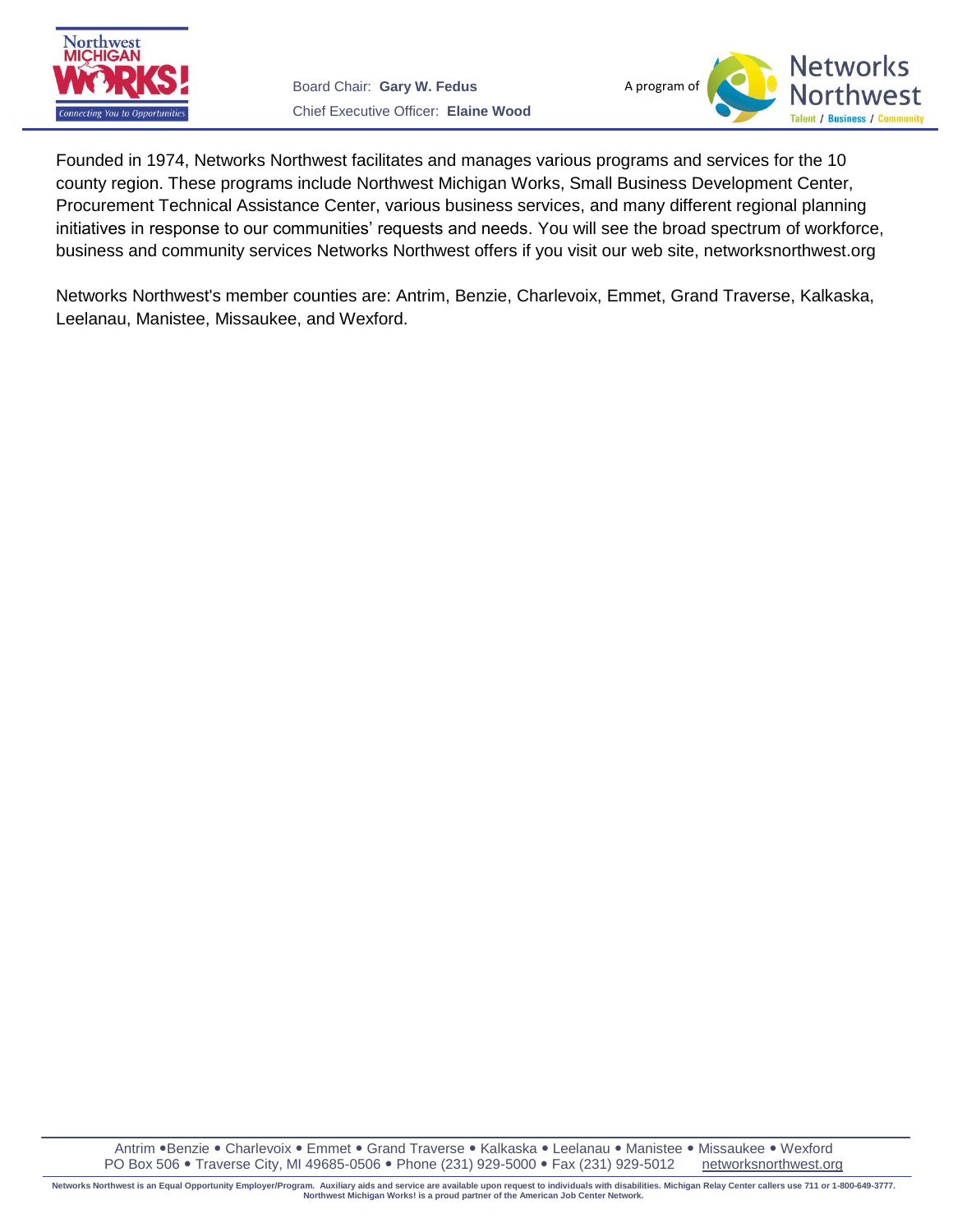Board Chair: **Gary W. Fedus**
Chief Executive Officer: **Elaine Wood**

A program of Networks Northwest

Founded in 1974, Networks Northwest facilitates and manages various programs and services for the 10 county region. These programs include Northwest Michigan Works, Small Business Development Center, Procurement Technical Assistance Center, various business services, and many different regional planning initiatives in response to our communities' requests and needs. You will see the broad spectrum of workforce, business and community services Networks Northwest offers if you visit our web site, networksnorthwest.org

Networks Northwest's member counties are: Antrim, Benzie, Charlevoix, Emmet, Grand Traverse, Kalkaska, Leelanau, Manistee, Missaukee, and Wexford.

Antrim • Benzie • Charlevoix • Emmet • Grand Traverse • Kalkaska • Leelanau • Manistee • Missaukee • Wexford
PO Box 506 • Traverse City, MI 49685-0506 • Phone (231) 929-5000 • Fax (231) 929-5012 networksnorthwest.org

**Networks Northwest is an Equal Opportunity Employer/Program. Auxiliary aids and service are available upon request to individuals with disabilities. Michigan Relay Center callers use 711 or 1-800-649-3777. Northwest Michigan Works! is a proud partner of the American Job Center Network.**